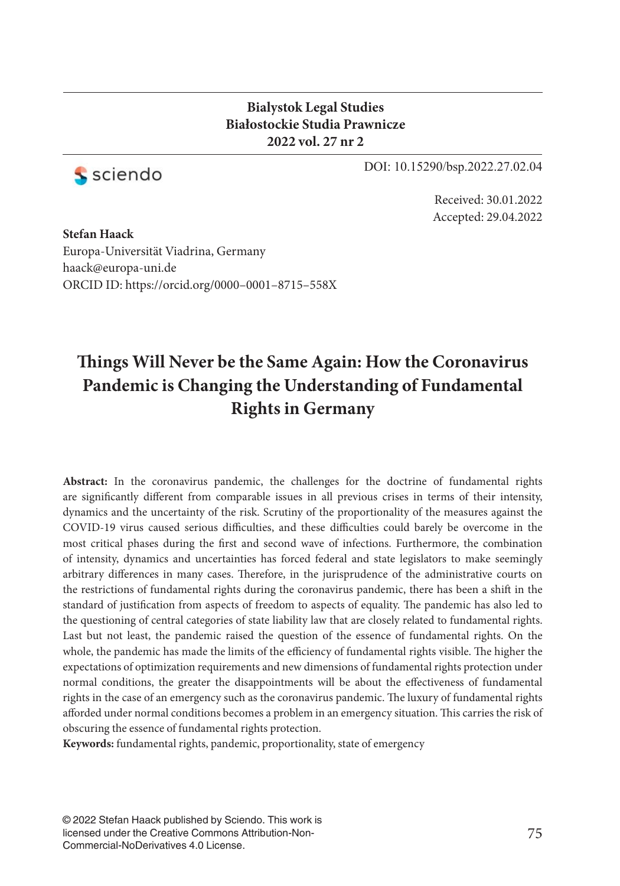**Bialystok Legal Studies**
**Białostockie Studia Prawnicze**
**2022 vol. 27 nr 2**

DOI: 10.15290/bsp.2022.27.02.04

Received: 30.01.2022
Accepted: 29.04.2022

**Stefan Haack**
Europa-Universität Viadrina, Germany
haack@europa-uni.de
ORCID ID: https://orcid.org/0000–0001–8715–558X

# Things Will Never be the Same Again: How the Coronavirus Pandemic is Changing the Understanding of Fundamental Rights in Germany

**Abstract:** In the coronavirus pandemic, the challenges for the doctrine of fundamental rights are significantly different from comparable issues in all previous crises in terms of their intensity, dynamics and the uncertainty of the risk. Scrutiny of the proportionality of the measures against the COVID-19 virus caused serious difficulties, and these difficulties could barely be overcome in the most critical phases during the first and second wave of infections. Furthermore, the combination of intensity, dynamics and uncertainties has forced federal and state legislators to make seemingly arbitrary differences in many cases. Therefore, in the jurisprudence of the administrative courts on the restrictions of fundamental rights during the coronavirus pandemic, there has been a shift in the standard of justification from aspects of freedom to aspects of equality. The pandemic has also led to the questioning of central categories of state liability law that are closely related to fundamental rights. Last but not least, the pandemic raised the question of the essence of fundamental rights. On the whole, the pandemic has made the limits of the efficiency of fundamental rights visible. The higher the expectations of optimization requirements and new dimensions of fundamental rights protection under normal conditions, the greater the disappointments will be about the effectiveness of fundamental rights in the case of an emergency such as the coronavirus pandemic. The luxury of fundamental rights afforded under normal conditions becomes a problem in an emergency situation. This carries the risk of obscuring the essence of fundamental rights protection.

**Keywords:** fundamental rights, pandemic, proportionality, state of emergency

© 2022 Stefan Haack published by Sciendo. This work is licensed under the Creative Commons Attribution-Non-Commercial-NoDerivatives 4.0 License.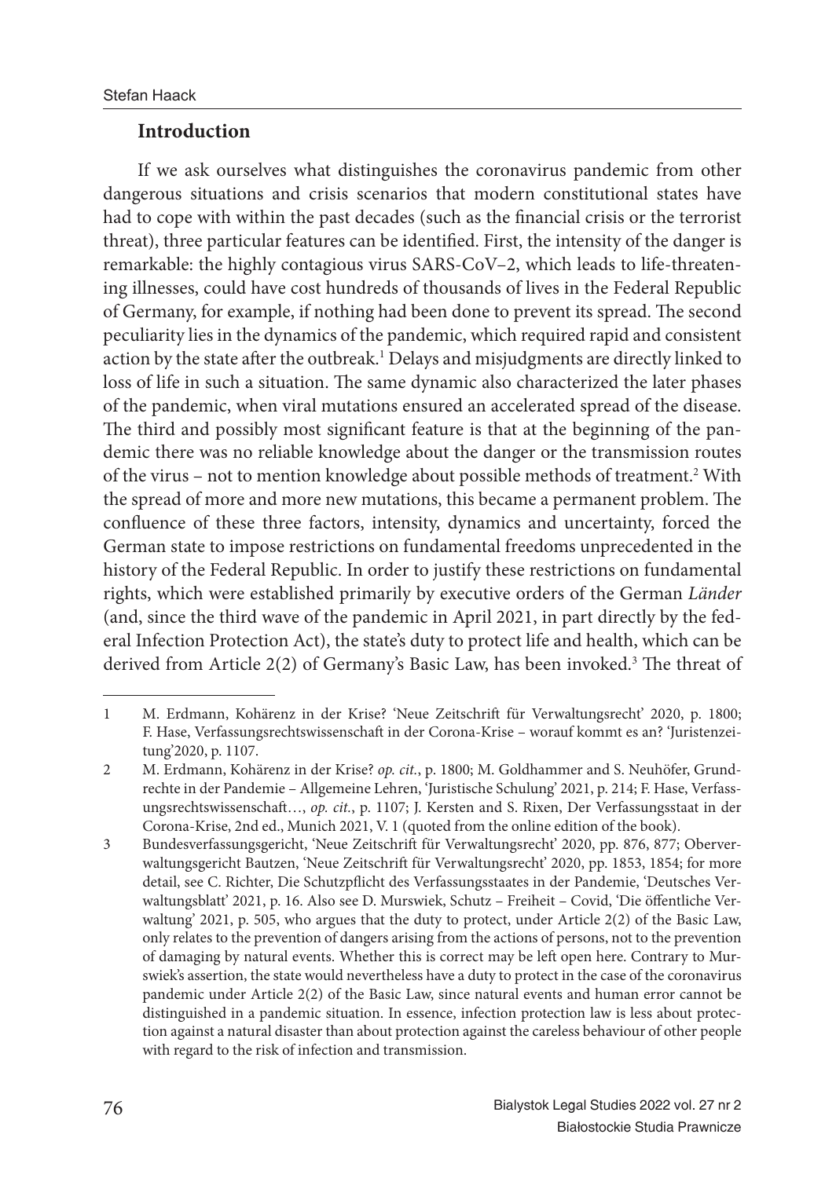## Introduction

If we ask ourselves what distinguishes the coronavirus pandemic from other dangerous situations and crisis scenarios that modern constitutional states have had to cope with within the past decades (such as the financial crisis or the terrorist threat), three particular features can be identified. First, the intensity of the danger is remarkable: the highly contagious virus SARS-CoV–2, which leads to life-threatening illnesses, could have cost hundreds of thousands of lives in the Federal Republic of Germany, for example, if nothing had been done to prevent its spread. The second peculiarity lies in the dynamics of the pandemic, which required rapid and consistent action by the state after the outbreak.[1] Delays and misjudgments are directly linked to loss of life in such a situation. The same dynamic also characterized the later phases of the pandemic, when viral mutations ensured an accelerated spread of the disease. The third and possibly most significant feature is that at the beginning of the pandemic there was no reliable knowledge about the danger or the transmission routes of the virus – not to mention knowledge about possible methods of treatment.[2] With the spread of more and more new mutations, this became a permanent problem. The confluence of these three factors, intensity, dynamics and uncertainty, forced the German state to impose restrictions on fundamental freedoms unprecedented in the history of the Federal Republic. In order to justify these restrictions on fundamental rights, which were established primarily by executive orders of the German *Länder* (and, since the third wave of the pandemic in April 2021, in part directly by the federal Infection Protection Act), the state's duty to protect life and health, which can be derived from Article 2(2) of Germany's Basic Law, has been invoked.[3] The threat of

---

1 M. Erdmann, Kohärenz in der Krise? 'Neue Zeitschrift für Verwaltungsrecht' 2020, p. 1800; F. Hase, Verfassungsrechtswissenschaft in der Corona-Krise – worauf kommt es an? 'Juristenzeitung'2020, p. 1107.

2 M. Erdmann, Kohärenz in der Krise? *op. cit.*, p. 1800; M. Goldhammer and S. Neuhöfer, Grundrechte in der Pandemie – Allgemeine Lehren, 'Juristische Schulung' 2021, p. 214; F. Hase, Verfassungsrechtswissenschaft…, *op. cit.*, p. 1107; J. Kersten and S. Rixen, Der Verfassungsstaat in der Corona-Krise, 2nd ed., Munich 2021, V. 1 (quoted from the online edition of the book).

3 Bundesverfassungsgericht, 'Neue Zeitschrift für Verwaltungsrecht' 2020, pp. 876, 877; Oberverwaltungsgericht Bautzen, 'Neue Zeitschrift für Verwaltungsrecht' 2020, pp. 1853, 1854; for more detail, see C. Richter, Die Schutzpflicht des Verfassungsstaates in der Pandemie, 'Deutsches Verwaltungsblatt' 2021, p. 16. Also see D. Murswiek, Schutz – Freiheit – Covid, 'Die öffentliche Verwaltung' 2021, p. 505, who argues that the duty to protect, under Article 2(2) of the Basic Law, only relates to the prevention of dangers arising from the actions of persons, not to the prevention of damaging by natural events. Whether this is correct may be left open here. Contrary to Murswiek's assertion, the state would nevertheless have a duty to protect in the case of the coronavirus pandemic under Article 2(2) of the Basic Law, since natural events and human error cannot be distinguished in a pandemic situation. In essence, infection protection law is less about protection against a natural disaster than about protection against the careless behaviour of other people with regard to the risk of infection and transmission.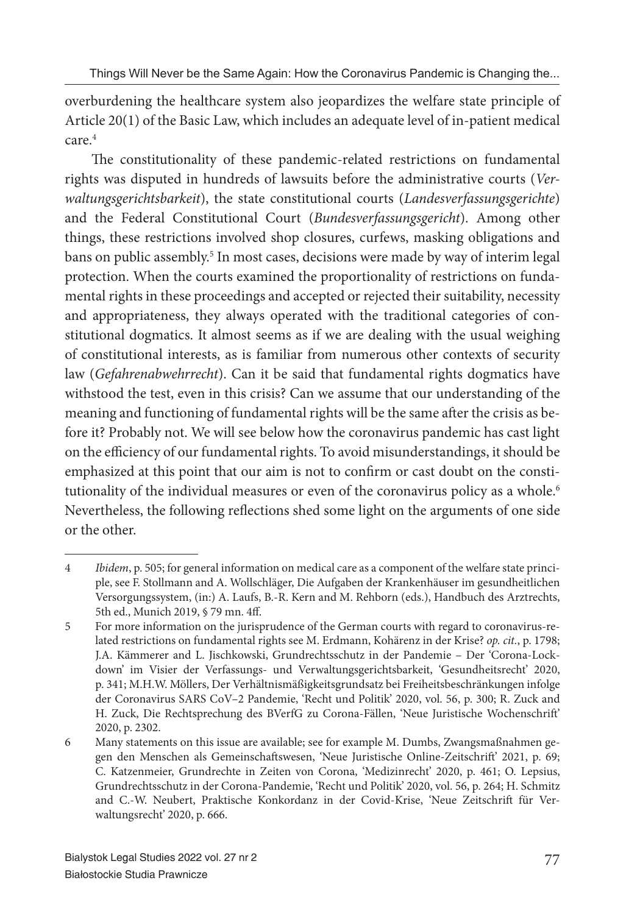overburdening the healthcare system also jeopardizes the welfare state principle of Article 20(1) of the Basic Law, which includes an adequate level of in-patient medical care.[4]

The constitutionality of these pandemic-related restrictions on fundamental rights was disputed in hundreds of lawsuits before the administrative courts (*Verwaltungsgerichtsbarkeit*), the state constitutional courts (*Landesverfassungsgerichte*) and the Federal Constitutional Court (*Bundesverfassungsgericht*). Among other things, these restrictions involved shop closures, curfews, masking obligations and bans on public assembly.[5] In most cases, decisions were made by way of interim legal protection. When the courts examined the proportionality of restrictions on fundamental rights in these proceedings and accepted or rejected their suitability, necessity and appropriateness, they always operated with the traditional categories of constitutional dogmatics. It almost seems as if we are dealing with the usual weighing of constitutional interests, as is familiar from numerous other contexts of security law (*Gefahrenabwehrrecht*). Can it be said that fundamental rights dogmatics have withstood the test, even in this crisis? Can we assume that our understanding of the meaning and functioning of fundamental rights will be the same after the crisis as before it? Probably not. We will see below how the coronavirus pandemic has cast light on the efficiency of our fundamental rights. To avoid misunderstandings, it should be emphasized at this point that our aim is not to confirm or cast doubt on the constitutionality of the individual measures or even of the coronavirus policy as a whole.[6] Nevertheless, the following reflections shed some light on the arguments of one side or the other.

---

4 *Ibidem*, p. 505; for general information on medical care as a component of the welfare state principle, see F. Stollmann and A. Wollschläger, Die Aufgaben der Krankenhäuser im gesundheitlichen Versorgungssystem, (in:) A. Laufs, B.-R. Kern and M. Rehborn (eds.), Handbuch des Arztrechts, 5th ed., Munich 2019, § 79 mn. 4ff.

5 For more information on the jurisprudence of the German courts with regard to coronavirus-related restrictions on fundamental rights see M. Erdmann, Kohärenz in der Krise? *op. cit.*, p. 1798; J.A. Kämmerer and L. Jischkowski, Grundrechtsschutz in der Pandemie – Der 'Corona-Lockdown' im Visier der Verfassungs- und Verwaltungsgerichtsbarkeit, 'Gesundheitsrecht' 2020, p. 341; M.H.W. Möllers, Der Verhältnismäßigkeitsgrundsatz bei Freiheitsbeschränkungen infolge der Coronavirus SARS CoV–2 Pandemie, 'Recht und Politik' 2020, vol. 56, p. 300; R. Zuck and H. Zuck, Die Rechtsprechung des BVerfG zu Corona-Fällen, 'Neue Juristische Wochenschrift' 2020, p. 2302.

6 Many statements on this issue are available; see for example M. Dumbs, Zwangsmaßnahmen gegen den Menschen als Gemeinschaftswesen, 'Neue Juristische Online-Zeitschrift' 2021, p. 69; C. Katzenmeier, Grundrechte in Zeiten von Corona, 'Medizinrecht' 2020, p. 461; O. Lepsius, Grundrechtsschutz in der Corona-Pandemie, 'Recht und Politik' 2020, vol. 56, p. 264; H. Schmitz and C.-W. Neubert, Praktische Konkordanz in der Covid-Krise, 'Neue Zeitschrift für Verwaltungsrecht' 2020, p. 666.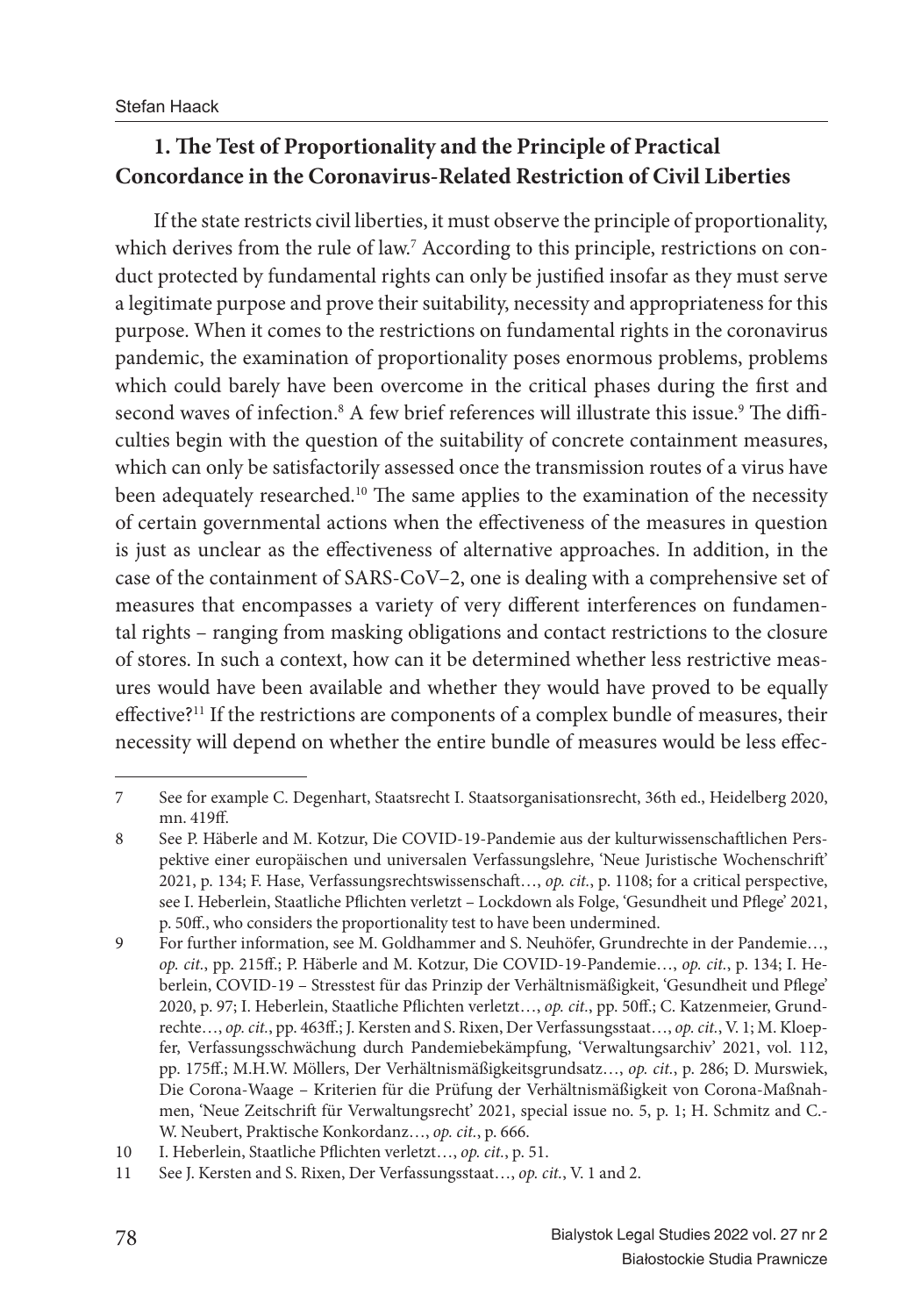## 1. The Test of Proportionality and the Principle of Practical Concordance in the Coronavirus-Related Restriction of Civil Liberties

If the state restricts civil liberties, it must observe the principle of proportionality, which derives from the rule of law.[7] According to this principle, restrictions on conduct protected by fundamental rights can only be justified insofar as they must serve a legitimate purpose and prove their suitability, necessity and appropriateness for this purpose. When it comes to the restrictions on fundamental rights in the coronavirus pandemic, the examination of proportionality poses enormous problems, problems which could barely have been overcome in the critical phases during the first and second waves of infection.[8] A few brief references will illustrate this issue.[9] The difficulties begin with the question of the suitability of concrete containment measures, which can only be satisfactorily assessed once the transmission routes of a virus have been adequately researched.[10] The same applies to the examination of the necessity of certain governmental actions when the effectiveness of the measures in question is just as unclear as the effectiveness of alternative approaches. In addition, in the case of the containment of SARS-CoV–2, one is dealing with a comprehensive set of measures that encompasses a variety of very different interferences on fundamental rights – ranging from masking obligations and contact restrictions to the closure of stores. In such a context, how can it be determined whether less restrictive measures would have been available and whether they would have proved to be equally effective?[11] If the restrictions are components of a complex bundle of measures, their necessity will depend on whether the entire bundle of measures would be less effec-

---

7 See for example C. Degenhart, Staatsrecht I. Staatsorganisationsrecht, 36th ed., Heidelberg 2020, mn. 419ff.

8 See P. Häberle and M. Kotzur, Die COVID-19-Pandemie aus der kulturwissenschaftlichen Perspektive einer europäischen und universalen Verfassungslehre, 'Neue Juristische Wochenschrift' 2021, p. 134; F. Hase, Verfassungsrechtswissenschaft…, *op. cit.*, p. 1108; for a critical perspective, see I. Heberlein, Staatliche Pflichten verletzt – Lockdown als Folge, 'Gesundheit und Pflege' 2021, p. 50ff., who considers the proportionality test to have been undermined.

9 For further information, see M. Goldhammer and S. Neuhöfer, Grundrechte in der Pandemie…, *op. cit.*, pp. 215ff.; P. Häberle and M. Kotzur, Die COVID-19-Pandemie…, *op. cit.*, p. 134; I. Heberlein, COVID-19 – Stresstest für das Prinzip der Verhältnismäßigkeit, 'Gesundheit und Pflege' 2020, p. 97; I. Heberlein, Staatliche Pflichten verletzt…, *op. cit.*, pp. 50ff.; C. Katzenmeier, Grundrechte…, *op. cit.*, pp. 463ff.; J. Kersten and S. Rixen, Der Verfassungsstaat…, *op. cit.*, V. 1; M. Kloepfer, Verfassungsschwächung durch Pandemiebekämpfung, 'Verwaltungsarchiv' 2021, vol. 112, pp. 175ff.; M.H.W. Möllers, Der Verhältnismäßigkeitsgrundsatz…, *op. cit.*, p. 286; D. Murswiek, Die Corona-Waage – Kriterien für die Prüfung der Verhältnismäßigkeit von Corona-Maßnahmen, 'Neue Zeitschrift für Verwaltungsrecht' 2021, special issue no. 5, p. 1; H. Schmitz and C.-W. Neubert, Praktische Konkordanz…, *op. cit.*, p. 666.

10 I. Heberlein, Staatliche Pflichten verletzt…, *op. cit.*, p. 51.

11 See J. Kersten and S. Rixen, Der Verfassungsstaat…, *op. cit.*, V. 1 and 2.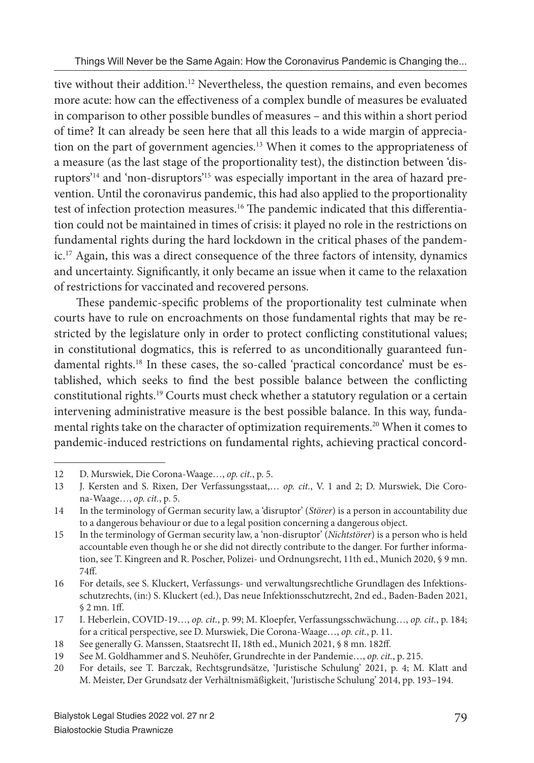tive without their addition.[12] Nevertheless, the question remains, and even becomes more acute: how can the effectiveness of a complex bundle of measures be evaluated in comparison to other possible bundles of measures – and this within a short period of time? It can already be seen here that all this leads to a wide margin of appreciation on the part of government agencies.[13] When it comes to the appropriateness of a measure (as the last stage of the proportionality test), the distinction between 'disruptors'[14] and 'non-disruptors'[15] was especially important in the area of hazard prevention. Until the coronavirus pandemic, this had also applied to the proportionality test of infection protection measures.[16] The pandemic indicated that this differentiation could not be maintained in times of crisis: it played no role in the restrictions on fundamental rights during the hard lockdown in the critical phases of the pandemic.[17] Again, this was a direct consequence of the three factors of intensity, dynamics and uncertainty. Significantly, it only became an issue when it came to the relaxation of restrictions for vaccinated and recovered persons.

These pandemic-specific problems of the proportionality test culminate when courts have to rule on encroachments on those fundamental rights that may be restricted by the legislature only in order to protect conflicting constitutional values; in constitutional dogmatics, this is referred to as unconditionally guaranteed fundamental rights.[18] In these cases, the so-called 'practical concordance' must be established, which seeks to find the best possible balance between the conflicting constitutional rights.[19] Courts must check whether a statutory regulation or a certain intervening administrative measure is the best possible balance. In this way, fundamental rights take on the character of optimization requirements.[20] When it comes to pandemic-induced restrictions on fundamental rights, achieving practical concord-

---

12 D. Murswiek, Die Corona-Waage…, *op. cit.*, p. 5.

13 J. Kersten and S. Rixen, Der Verfassungsstaat,… *op. cit.*, V. 1 and 2; D. Murswiek, Die Corona-Waage…, *op. cit.*, p. 5.

14 In the terminology of German security law, a 'disruptor' (*Störer*) is a person in accountability due to a dangerous behaviour or due to a legal position concerning a dangerous object.

15 In the terminology of German security law, a 'non-disruptor' (*Nichtstörer*) is a person who is held accountable even though he or she did not directly contribute to the danger. For further information, see T. Kingreen and R. Poscher, Polizei- und Ordnungsrecht, 11th ed., Munich 2020, § 9 mn. 74ff.

16 For details, see S. Kluckert, Verfassungs- und verwaltungsrechtliche Grundlagen des Infektionsschutzrechts, (in:) S. Kluckert (ed.), Das neue Infektionsschutzrecht, 2nd ed., Baden-Baden 2021, § 2 mn. 1ff.

17 I. Heberlein, COVID-19…, *op. cit.*, p. 99; M. Kloepfer, Verfassungsschwächung…, *op. cit.*, p. 184; for a critical perspective, see D. Murswiek, Die Corona-Waage…, *op. cit.*, p. 11.

18 See generally G. Manssen, Staatsrecht II, 18th ed., Munich 2021, § 8 mn. 182ff.

19 See M. Goldhammer and S. Neuhöfer, Grundrechte in der Pandemie…, *op. cit.*, p. 215.

20 For details, see T. Barczak, Rechtsgrundsätze, 'Juristische Schulung' 2021, p. 4; M. Klatt and M. Meister, Der Grundsatz der Verhältnismäßigkeit, 'Juristische Schulung' 2014, pp. 193–194.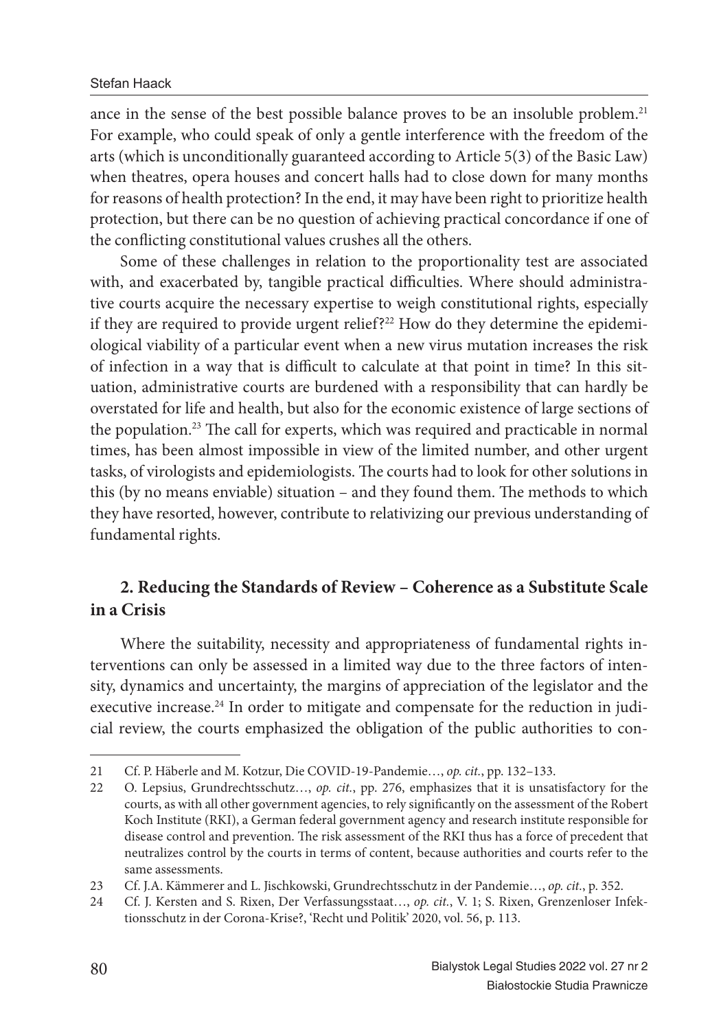ance in the sense of the best possible balance proves to be an insoluble problem.[21] For example, who could speak of only a gentle interference with the freedom of the arts (which is unconditionally guaranteed according to Article 5(3) of the Basic Law) when theatres, opera houses and concert halls had to close down for many months for reasons of health protection? In the end, it may have been right to prioritize health protection, but there can be no question of achieving practical concordance if one of the conflicting constitutional values crushes all the others.

Some of these challenges in relation to the proportionality test are associated with, and exacerbated by, tangible practical difficulties. Where should administrative courts acquire the necessary expertise to weigh constitutional rights, especially if they are required to provide urgent relief?[22] How do they determine the epidemiological viability of a particular event when a new virus mutation increases the risk of infection in a way that is difficult to calculate at that point in time? In this situation, administrative courts are burdened with a responsibility that can hardly be overstated for life and health, but also for the economic existence of large sections of the population.[23] The call for experts, which was required and practicable in normal times, has been almost impossible in view of the limited number, and other urgent tasks, of virologists and epidemiologists. The courts had to look for other solutions in this (by no means enviable) situation – and they found them. The methods to which they have resorted, however, contribute to relativizing our previous understanding of fundamental rights.

## 2. Reducing the Standards of Review – Coherence as a Substitute Scale in a Crisis

Where the suitability, necessity and appropriateness of fundamental rights interventions can only be assessed in a limited way due to the three factors of intensity, dynamics and uncertainty, the margins of appreciation of the legislator and the executive increase.[24] In order to mitigate and compensate for the reduction in judicial review, the courts emphasized the obligation of the public authorities to con-

---

21 Cf. P. Häberle and M. Kotzur, Die COVID-19-Pandemie…, *op. cit.*, pp. 132–133.

22 O. Lepsius, Grundrechtsschutz…, *op. cit.*, pp. 276, emphasizes that it is unsatisfactory for the courts, as with all other government agencies, to rely significantly on the assessment of the Robert Koch Institute (RKI), a German federal government agency and research institute responsible for disease control and prevention. The risk assessment of the RKI thus has a force of precedent that neutralizes control by the courts in terms of content, because authorities and courts refer to the same assessments.

23 Cf. J.A. Kämmerer and L. Jischkowski, Grundrechtsschutz in der Pandemie…, *op. cit.*, p. 352.

24 Cf. J. Kersten and S. Rixen, Der Verfassungsstaat…, *op. cit.*, V. 1; S. Rixen, Grenzenloser Infektionsschutz in der Corona-Krise?, 'Recht und Politik' 2020, vol. 56, p. 113.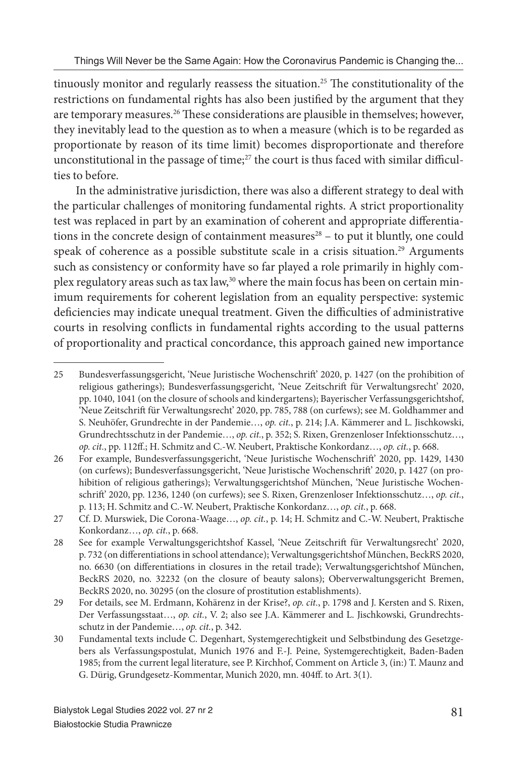tinuously monitor and regularly reassess the situation.[25] The constitutionality of the restrictions on fundamental rights has also been justified by the argument that they are temporary measures.[26] These considerations are plausible in themselves; however, they inevitably lead to the question as to when a measure (which is to be regarded as proportionate by reason of its time limit) becomes disproportionate and therefore unconstitutional in the passage of time;[27] the court is thus faced with similar difficulties to before.

In the administrative jurisdiction, there was also a different strategy to deal with the particular challenges of monitoring fundamental rights. A strict proportionality test was replaced in part by an examination of coherent and appropriate differentiations in the concrete design of containment measures[28] – to put it bluntly, one could speak of coherence as a possible substitute scale in a crisis situation.[29] Arguments such as consistency or conformity have so far played a role primarily in highly complex regulatory areas such as tax law,[30] where the main focus has been on certain minimum requirements for coherent legislation from an equality perspective: systemic deficiencies may indicate unequal treatment. Given the difficulties of administrative courts in resolving conflicts in fundamental rights according to the usual patterns of proportionality and practical concordance, this approach gained new importance

---

25 Bundesverfassungsgericht, 'Neue Juristische Wochenschrift' 2020, p. 1427 (on the prohibition of religious gatherings); Bundesverfassungsgericht, 'Neue Zeitschrift für Verwaltungsrecht' 2020, pp. 1040, 1041 (on the closure of schools and kindergartens); Bayerischer Verfassungsgerichtshof, 'Neue Zeitschrift für Verwaltungsrecht' 2020, pp. 785, 788 (on curfews); see M. Goldhammer and S. Neuhöfer, Grundrechte in der Pandemie…, *op. cit.*, p. 214; J.A. Kämmerer and L. Jischkowski, Grundrechtsschutz in der Pandemie…, *op. cit.*, p. 352; S. Rixen, Grenzenloser Infektionsschutz…, *op. cit.*, pp. 112ff.; H. Schmitz and C.-W. Neubert, Praktische Konkordanz…, *op. cit.*, p. 668.

26 For example, Bundesverfassungsgericht, 'Neue Juristische Wochenschrift' 2020, pp. 1429, 1430 (on curfews); Bundesverfassungsgericht, 'Neue Juristische Wochenschrift' 2020, p. 1427 (on prohibition of religious gatherings); Verwaltungsgerichtshof München, 'Neue Juristische Wochenschrift' 2020, pp. 1236, 1240 (on curfews); see S. Rixen, Grenzenloser Infektionsschutz…, *op. cit.*, p. 113; H. Schmitz and C.-W. Neubert, Praktische Konkordanz…, *op. cit.*, p. 668.

27 Cf. D. Murswiek, Die Corona-Waage…, *op. cit.*, p. 14; H. Schmitz and C.-W. Neubert, Praktische Konkordanz…, *op. cit.*, p. 668.

28 See for example Verwaltungsgerichtshof Kassel, 'Neue Zeitschrift für Verwaltungsrecht' 2020, p. 732 (on differentiations in school attendance); Verwaltungsgerichtshof München, BeckRS 2020, no. 6630 (on differentiations in closures in the retail trade); Verwaltungsgerichtshof München, BeckRS 2020, no. 32232 (on the closure of beauty salons); Oberverwaltungsgericht Bremen, BeckRS 2020, no. 30295 (on the closure of prostitution establishments).

29 For details, see M. Erdmann, Kohärenz in der Krise?, *op. cit.*, p. 1798 and J. Kersten and S. Rixen, Der Verfassungsstaat…, *op. cit.*, V. 2; also see J.A. Kämmerer and L. Jischkowski, Grundrechtsschutz in der Pandemie…, *op. cit.*, p. 342.

30 Fundamental texts include C. Degenhart, Systemgerechtigkeit und Selbstbindung des Gesetzgebers als Verfassungspostulat, Munich 1976 and F.-J. Peine, Systemgerechtigkeit, Baden-Baden 1985; from the current legal literature, see P. Kirchhof, Comment on Article 3, (in:) T. Maunz and G. Dürig, Grundgesetz-Kommentar, Munich 2020, mn. 404ff. to Art. 3(1).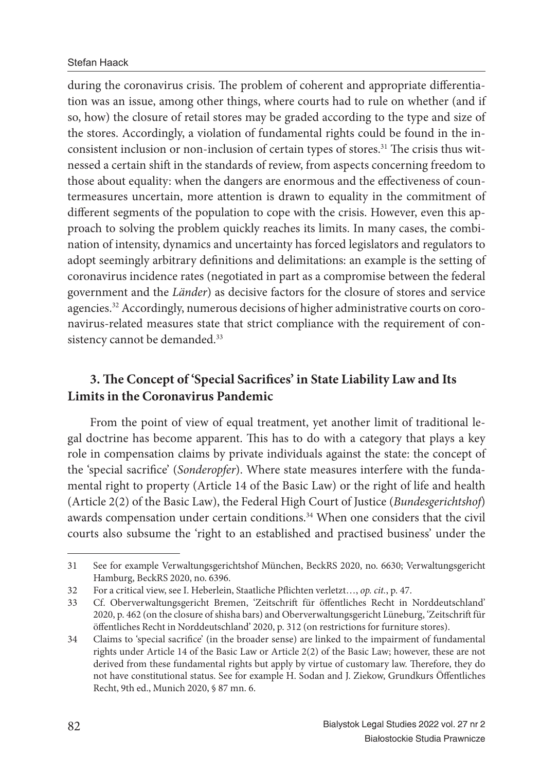during the coronavirus crisis. The problem of coherent and appropriate differentiation was an issue, among other things, where courts had to rule on whether (and if so, how) the closure of retail stores may be graded according to the type and size of the stores. Accordingly, a violation of fundamental rights could be found in the inconsistent inclusion or non-inclusion of certain types of stores.[31] The crisis thus witnessed a certain shift in the standards of review, from aspects concerning freedom to those about equality: when the dangers are enormous and the effectiveness of countermeasures uncertain, more attention is drawn to equality in the commitment of different segments of the population to cope with the crisis. However, even this approach to solving the problem quickly reaches its limits. In many cases, the combination of intensity, dynamics and uncertainty has forced legislators and regulators to adopt seemingly arbitrary definitions and delimitations: an example is the setting of coronavirus incidence rates (negotiated in part as a compromise between the federal government and the *Länder*) as decisive factors for the closure of stores and service agencies.[32] Accordingly, numerous decisions of higher administrative courts on coronavirus-related measures state that strict compliance with the requirement of consistency cannot be demanded.[33]

## 3. The Concept of 'Special Sacrifices' in State Liability Law and Its Limits in the Coronavirus Pandemic

From the point of view of equal treatment, yet another limit of traditional legal doctrine has become apparent. This has to do with a category that plays a key role in compensation claims by private individuals against the state: the concept of the 'special sacrifice' (*Sonderopfer*). Where state measures interfere with the fundamental right to property (Article 14 of the Basic Law) or the right of life and health (Article 2(2) of the Basic Law), the Federal High Court of Justice (*Bundesgerichtshof*) awards compensation under certain conditions.[34] When one considers that the civil courts also subsume the 'right to an established and practised business' under the

---

31 See for example Verwaltungsgerichtshof München, BeckRS 2020, no. 6630; Verwaltungsgericht Hamburg, BeckRS 2020, no. 6396.

32 For a critical view, see I. Heberlein, Staatliche Pflichten verletzt…, *op. cit.*, p. 47.

33 Cf. Oberverwaltungsgericht Bremen, 'Zeitschrift für öffentliches Recht in Norddeutschland' 2020, p. 462 (on the closure of shisha bars) and Oberverwaltungsgericht Lüneburg, 'Zeitschrift für öffentliches Recht in Norddeutschland' 2020, p. 312 (on restrictions for furniture stores).

34 Claims to 'special sacrifice' (in the broader sense) are linked to the impairment of fundamental rights under Article 14 of the Basic Law or Article 2(2) of the Basic Law; however, these are not derived from these fundamental rights but apply by virtue of customary law. Therefore, they do not have constitutional status. See for example H. Sodan and J. Ziekow, Grundkurs Öffentliches Recht, 9th ed., Munich 2020, § 87 mn. 6.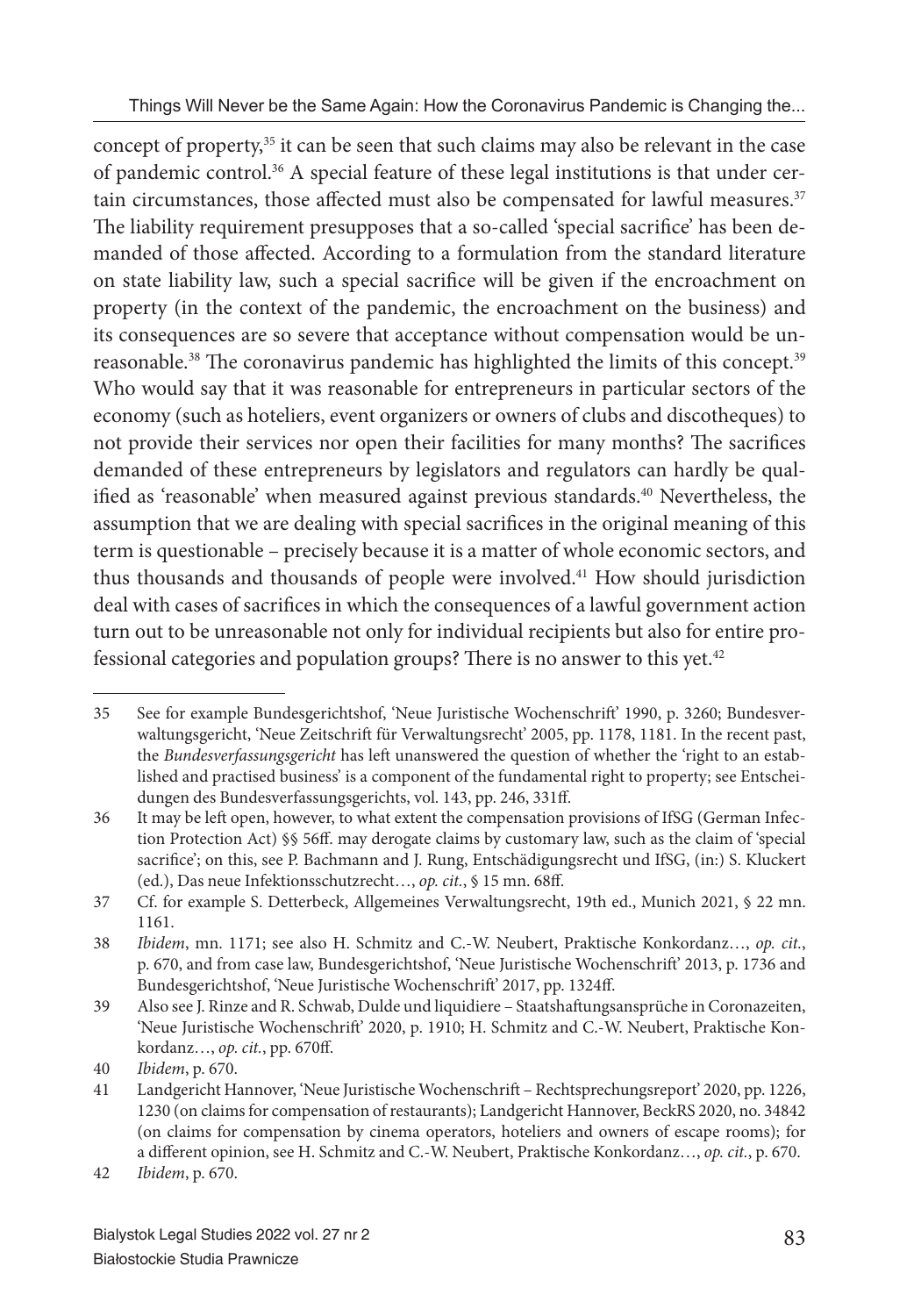concept of property,[35] it can be seen that such claims may also be relevant in the case of pandemic control.[36] A special feature of these legal institutions is that under certain circumstances, those affected must also be compensated for lawful measures.[37] The liability requirement presupposes that a so-called 'special sacrifice' has been demanded of those affected. According to a formulation from the standard literature on state liability law, such a special sacrifice will be given if the encroachment on property (in the context of the pandemic, the encroachment on the business) and its consequences are so severe that acceptance without compensation would be unreasonable.[38] The coronavirus pandemic has highlighted the limits of this concept.[39] Who would say that it was reasonable for entrepreneurs in particular sectors of the economy (such as hoteliers, event organizers or owners of clubs and discotheques) to not provide their services nor open their facilities for many months? The sacrifices demanded of these entrepreneurs by legislators and regulators can hardly be qualified as 'reasonable' when measured against previous standards.[40] Nevertheless, the assumption that we are dealing with special sacrifices in the original meaning of this term is questionable – precisely because it is a matter of whole economic sectors, and thus thousands and thousands of people were involved.[41] How should jurisdiction deal with cases of sacrifices in which the consequences of a lawful government action turn out to be unreasonable not only for individual recipients but also for entire professional categories and population groups? There is no answer to this yet.[42]

---

35 See for example Bundesgerichtshof, 'Neue Juristische Wochenschrift' 1990, p. 3260; Bundesverwaltungsgericht, 'Neue Zeitschrift für Verwaltungsrecht' 2005, pp. 1178, 1181. In the recent past, the *Bundesverfassungsgericht* has left unanswered the question of whether the 'right to an established and practised business' is a component of the fundamental right to property; see Entscheidungen des Bundesverfassungsgerichts, vol. 143, pp. 246, 331ff.

36 It may be left open, however, to what extent the compensation provisions of IfSG (German Infection Protection Act) §§ 56ff. may derogate claims by customary law, such as the claim of 'special sacrifice'; on this, see P. Bachmann and J. Rung, Entschädigungsrecht und IfSG, (in:) S. Kluckert (ed.), Das neue Infektionsschutzrecht…, *op. cit.*, § 15 mn. 68ff.

37 Cf. for example S. Detterbeck, Allgemeines Verwaltungsrecht, 19th ed., Munich 2021, § 22 mn. 1161.

38 *Ibidem*, mn. 1171; see also H. Schmitz and C.-W. Neubert, Praktische Konkordanz…, *op. cit.*, p. 670, and from case law, Bundesgerichtshof, 'Neue Juristische Wochenschrift' 2013, p. 1736 and Bundesgerichtshof, 'Neue Juristische Wochenschrift' 2017, pp. 1324ff.

39 Also see J. Rinze and R. Schwab, Dulde und liquidiere – Staatshaftungsansprüche in Coronazeiten, 'Neue Juristische Wochenschrift' 2020, p. 1910; H. Schmitz and C.-W. Neubert, Praktische Konkordanz…, *op. cit.*, pp. 670ff.

40 *Ibidem*, p. 670.

41 Landgericht Hannover, 'Neue Juristische Wochenschrift – Rechtsprechungsreport' 2020, pp. 1226, 1230 (on claims for compensation of restaurants); Landgericht Hannover, BeckRS 2020, no. 34842 (on claims for compensation by cinema operators, hoteliers and owners of escape rooms); for a different opinion, see H. Schmitz and C.-W. Neubert, Praktische Konkordanz…, *op. cit.*, p. 670.

42 *Ibidem*, p. 670.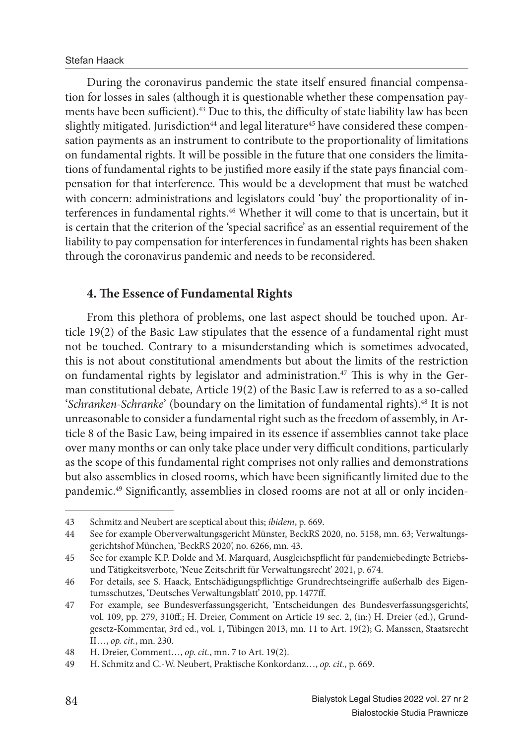During the coronavirus pandemic the state itself ensured financial compensation for losses in sales (although it is questionable whether these compensation payments have been sufficient).[43] Due to this, the difficulty of state liability law has been slightly mitigated. Jurisdiction[44] and legal literature[45] have considered these compensation payments as an instrument to contribute to the proportionality of limitations on fundamental rights. It will be possible in the future that one considers the limitations of fundamental rights to be justified more easily if the state pays financial compensation for that interference. This would be a development that must be watched with concern: administrations and legislators could 'buy' the proportionality of interferences in fundamental rights.[46] Whether it will come to that is uncertain, but it is certain that the criterion of the 'special sacrifice' as an essential requirement of the liability to pay compensation for interferences in fundamental rights has been shaken through the coronavirus pandemic and needs to be reconsidered.

## 4. The Essence of Fundamental Rights

From this plethora of problems, one last aspect should be touched upon. Article 19(2) of the Basic Law stipulates that the essence of a fundamental right must not be touched. Contrary to a misunderstanding which is sometimes advocated, this is not about constitutional amendments but about the limits of the restriction on fundamental rights by legislator and administration.[47] This is why in the German constitutional debate, Article 19(2) of the Basic Law is referred to as a so-called '*Schranken-Schranke*' (boundary on the limitation of fundamental rights).[48] It is not unreasonable to consider a fundamental right such as the freedom of assembly, in Article 8 of the Basic Law, being impaired in its essence if assemblies cannot take place over many months or can only take place under very difficult conditions, particularly as the scope of this fundamental right comprises not only rallies and demonstrations but also assemblies in closed rooms, which have been significantly limited due to the pandemic.[49] Significantly, assemblies in closed rooms are not at all or only inciden-

---

43 Schmitz and Neubert are sceptical about this; *ibidem*, p. 669.

44 See for example Oberverwaltungsgericht Münster, BeckRS 2020, no. 5158, mn. 63; Verwaltungsgerichtshof München, 'BeckRS 2020', no. 6266, mn. 43.

45 See for example K.P. Dolde and M. Marquard, Ausgleichspflicht für pandemiebedingte Betriebs- und Tätigkeitsverbote, 'Neue Zeitschrift für Verwaltungsrecht' 2021, p. 674.

46 For details, see S. Haack, Entschädigungspflichtige Grundrechtseingriffe außerhalb des Eigentumsschutzes, 'Deutsches Verwaltungsblatt' 2010, pp. 1477ff.

47 For example, see Bundesverfassungsgericht, 'Entscheidungen des Bundesverfassungsgerichts', vol. 109, pp. 279, 310ff.; H. Dreier, Comment on Article 19 sec. 2, (in:) H. Dreier (ed.), Grundgesetz-Kommentar, 3rd ed., vol. 1, Tübingen 2013, mn. 11 to Art. 19(2); G. Manssen, Staatsrecht II…, *op. cit.*, mn. 230.

48 H. Dreier, Comment…, *op. cit.*, mn. 7 to Art. 19(2).

49 H. Schmitz and C.-W. Neubert, Praktische Konkordanz…, *op. cit.*, p. 669.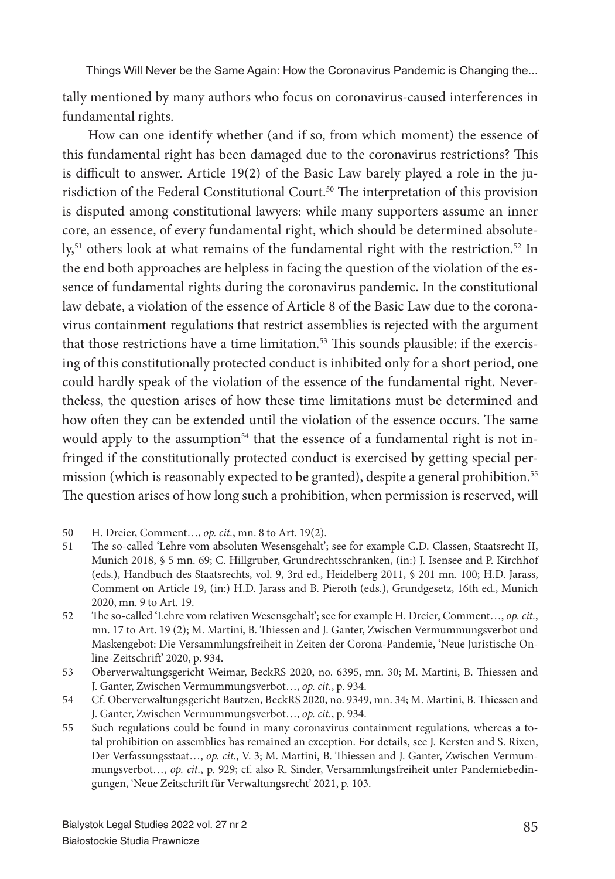tally mentioned by many authors who focus on coronavirus-caused interferences in fundamental rights.

How can one identify whether (and if so, from which moment) the essence of this fundamental right has been damaged due to the coronavirus restrictions? This is difficult to answer. Article 19(2) of the Basic Law barely played a role in the jurisdiction of the Federal Constitutional Court.[50] The interpretation of this provision is disputed among constitutional lawyers: while many supporters assume an inner core, an essence, of every fundamental right, which should be determined absolutely,[51] others look at what remains of the fundamental right with the restriction.[52] In the end both approaches are helpless in facing the question of the violation of the essence of fundamental rights during the coronavirus pandemic. In the constitutional law debate, a violation of the essence of Article 8 of the Basic Law due to the coronavirus containment regulations that restrict assemblies is rejected with the argument that those restrictions have a time limitation.[53] This sounds plausible: if the exercising of this constitutionally protected conduct is inhibited only for a short period, one could hardly speak of the violation of the essence of the fundamental right. Nevertheless, the question arises of how these time limitations must be determined and how often they can be extended until the violation of the essence occurs. The same would apply to the assumption[54] that the essence of a fundamental right is not infringed if the constitutionally protected conduct is exercised by getting special permission (which is reasonably expected to be granted), despite a general prohibition.[55] The question arises of how long such a prohibition, when permission is reserved, will

---

50 H. Dreier, Comment…, *op. cit.*, mn. 8 to Art. 19(2).

51 The so-called 'Lehre vom absoluten Wesensgehalt'; see for example C.D. Classen, Staatsrecht II, Munich 2018, § 5 mn. 69; C. Hillgruber, Grundrechtsschranken, (in:) J. Isensee and P. Kirchhof (eds.), Handbuch des Staatsrechts, vol. 9, 3rd ed., Heidelberg 2011, § 201 mn. 100; H.D. Jarass, Comment on Article 19, (in:) H.D. Jarass and B. Pieroth (eds.), Grundgesetz, 16th ed., Munich 2020, mn. 9 to Art. 19.

52 The so-called 'Lehre vom relativen Wesensgehalt'; see for example H. Dreier, Comment…, *op. cit.*, mn. 17 to Art. 19 (2); M. Martini, B. Thiessen and J. Ganter, Zwischen Vermummungsverbot und Maskengebot: Die Versammlungsfreiheit in Zeiten der Corona-Pandemie, 'Neue Juristische Online-Zeitschrift' 2020, p. 934.

53 Oberverwaltungsgericht Weimar, BeckRS 2020, no. 6395, mn. 30; M. Martini, B. Thiessen and J. Ganter, Zwischen Vermummungsverbot…, *op. cit.*, p. 934.

54 Cf. Oberverwaltungsgericht Bautzen, BeckRS 2020, no. 9349, mn. 34; M. Martini, B. Thiessen and J. Ganter, Zwischen Vermummungsverbot…, *op. cit.*, p. 934.

55 Such regulations could be found in many coronavirus containment regulations, whereas a total prohibition on assemblies has remained an exception. For details, see J. Kersten and S. Rixen, Der Verfassungsstaat…, *op. cit.*, V. 3; M. Martini, B. Thiessen and J. Ganter, Zwischen Vermummungsverbot…, *op. cit.*, p. 929; cf. also R. Sinder, Versammlungsfreiheit unter Pandemiebedingungen, 'Neue Zeitschrift für Verwaltungsrecht' 2021, p. 103.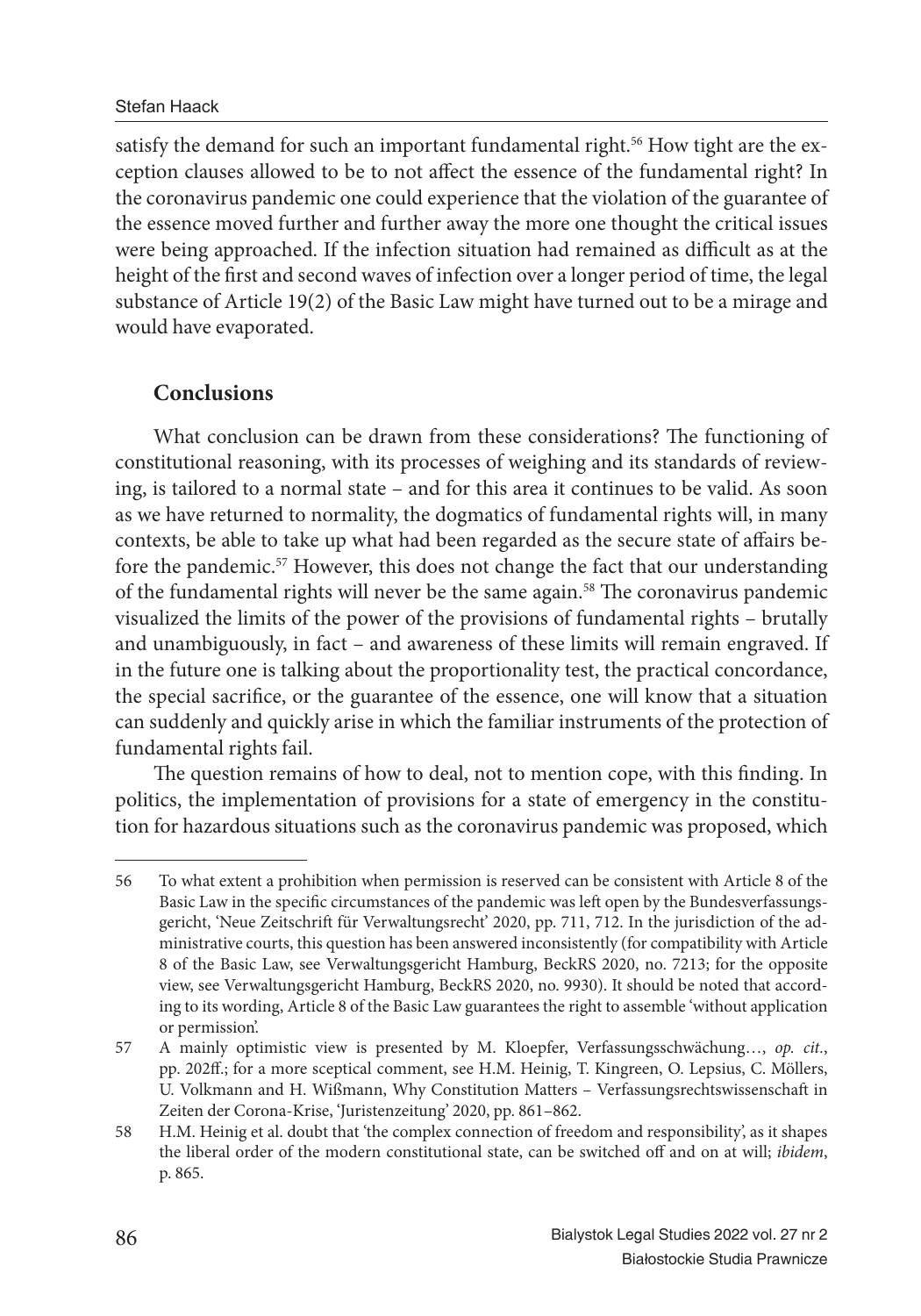satisfy the demand for such an important fundamental right.[56] How tight are the exception clauses allowed to be to not affect the essence of the fundamental right? In the coronavirus pandemic one could experience that the violation of the guarantee of the essence moved further and further away the more one thought the critical issues were being approached. If the infection situation had remained as difficult as at the height of the first and second waves of infection over a longer period of time, the legal substance of Article 19(2) of the Basic Law might have turned out to be a mirage and would have evaporated.

## Conclusions

What conclusion can be drawn from these considerations? The functioning of constitutional reasoning, with its processes of weighing and its standards of reviewing, is tailored to a normal state – and for this area it continues to be valid. As soon as we have returned to normality, the dogmatics of fundamental rights will, in many contexts, be able to take up what had been regarded as the secure state of affairs before the pandemic.[57] However, this does not change the fact that our understanding of the fundamental rights will never be the same again.[58] The coronavirus pandemic visualized the limits of the power of the provisions of fundamental rights – brutally and unambiguously, in fact – and awareness of these limits will remain engraved. If in the future one is talking about the proportionality test, the practical concordance, the special sacrifice, or the guarantee of the essence, one will know that a situation can suddenly and quickly arise in which the familiar instruments of the protection of fundamental rights fail.

The question remains of how to deal, not to mention cope, with this finding. In politics, the implementation of provisions for a state of emergency in the constitution for hazardous situations such as the coronavirus pandemic was proposed, which

---

56 To what extent a prohibition when permission is reserved can be consistent with Article 8 of the Basic Law in the specific circumstances of the pandemic was left open by the Bundesverfassungsgericht, 'Neue Zeitschrift für Verwaltungsrecht' 2020, pp. 711, 712. In the jurisdiction of the administrative courts, this question has been answered inconsistently (for compatibility with Article 8 of the Basic Law, see Verwaltungsgericht Hamburg, BeckRS 2020, no. 7213; for the opposite view, see Verwaltungsgericht Hamburg, BeckRS 2020, no. 9930). It should be noted that according to its wording, Article 8 of the Basic Law guarantees the right to assemble 'without application or permission'.

57 A mainly optimistic view is presented by M. Kloepfer, Verfassungsschwächung…, *op. cit.*, pp. 202ff.; for a more sceptical comment, see H.M. Heinig, T. Kingreen, O. Lepsius, C. Möllers, U. Volkmann and H. Wißmann, Why Constitution Matters – Verfassungsrechtswissenschaft in Zeiten der Corona-Krise, 'Juristenzeitung' 2020, pp. 861–862.

58 H.M. Heinig et al. doubt that 'the complex connection of freedom and responsibility', as it shapes the liberal order of the modern constitutional state, can be switched off and on at will; *ibidem*, p. 865.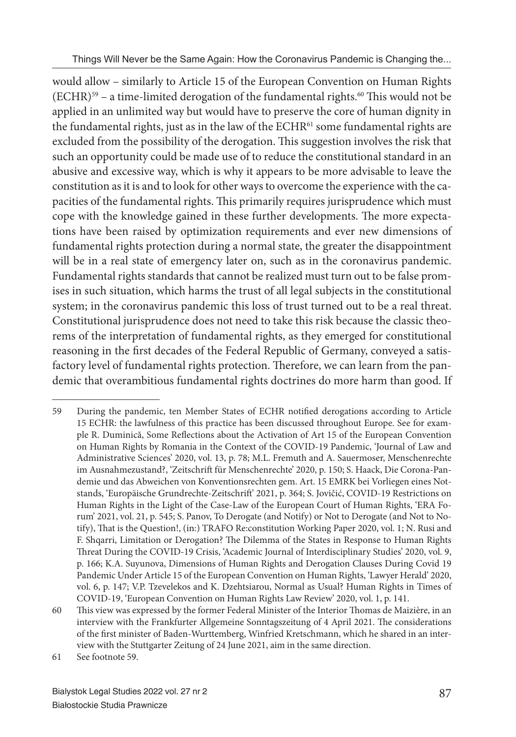would allow – similarly to Article 15 of the European Convention on Human Rights (ECHR)[59] – a time-limited derogation of the fundamental rights.[60] This would not be applied in an unlimited way but would have to preserve the core of human dignity in the fundamental rights, just as in the law of the ECHR[61] some fundamental rights are excluded from the possibility of the derogation. This suggestion involves the risk that such an opportunity could be made use of to reduce the constitutional standard in an abusive and excessive way, which is why it appears to be more advisable to leave the constitution as it is and to look for other ways to overcome the experience with the capacities of the fundamental rights. This primarily requires jurisprudence which must cope with the knowledge gained in these further developments. The more expectations have been raised by optimization requirements and ever new dimensions of fundamental rights protection during a normal state, the greater the disappointment will be in a real state of emergency later on, such as in the coronavirus pandemic. Fundamental rights standards that cannot be realized must turn out to be false promises in such situation, which harms the trust of all legal subjects in the constitutional system; in the coronavirus pandemic this loss of trust turned out to be a real threat. Constitutional jurisprudence does not need to take this risk because the classic theorems of the interpretation of fundamental rights, as they emerged for constitutional reasoning in the first decades of the Federal Republic of Germany, conveyed a satisfactory level of fundamental rights protection. Therefore, we can learn from the pandemic that overambitious fundamental rights doctrines do more harm than good. If

---

59 During the pandemic, ten Member States of ECHR notified derogations according to Article 15 ECHR: the lawfulness of this practice has been discussed throughout Europe. See for example R. Duminică, Some Reflections about the Activation of Art 15 of the European Convention on Human Rights by Romania in the Context of the COVID-19 Pandemic, 'Journal of Law and Administrative Sciences' 2020, vol. 13, p. 78; M.L. Fremuth and A. Sauermoser, Menschenrechte im Ausnahmezustand?, 'Zeitschrift für Menschenrechte' 2020, p. 150; S. Haack, Die Corona-Pandemie und das Abweichen von Konventionsrechten gem. Art. 15 EMRK bei Vorliegen eines Notstands, 'Europäische Grundrechte-Zeitschrift' 2021, p. 364; S. Jovičić, COVID-19 Restrictions on Human Rights in the Light of the Case-Law of the European Court of Human Rights, 'ERA Forum' 2021, vol. 21, p. 545; S. Panov, To Derogate (and Notify) or Not to Derogate (and Not to Notify), That is the Question!, (in:) TRAFO Re:constitution Working Paper 2020, vol. 1; N. Rusi and F. Shqarri, Limitation or Derogation? The Dilemma of the States in Response to Human Rights Threat During the COVID-19 Crisis, 'Academic Journal of Interdisciplinary Studies' 2020, vol. 9, p. 166; K.A. Suyunova, Dimensions of Human Rights and Derogation Clauses During Covid 19 Pandemic Under Article 15 of the European Convention on Human Rights, 'Lawyer Herald' 2020, vol. 6, p. 147; V.P. Tzevelekos and K. Dzehtsiarou, Normal as Usual? Human Rights in Times of COVID-19, 'European Convention on Human Rights Law Review' 2020, vol. 1, p. 141.

60 This view was expressed by the former Federal Minister of the Interior Thomas de Maizière, in an interview with the Frankfurter Allgemeine Sonntagszeitung of 4 April 2021. The considerations of the first minister of Baden-Wurttemberg, Winfried Kretschmann, which he shared in an interview with the Stuttgarter Zeitung of 24 June 2021, aim in the same direction.

61 See footnote 59.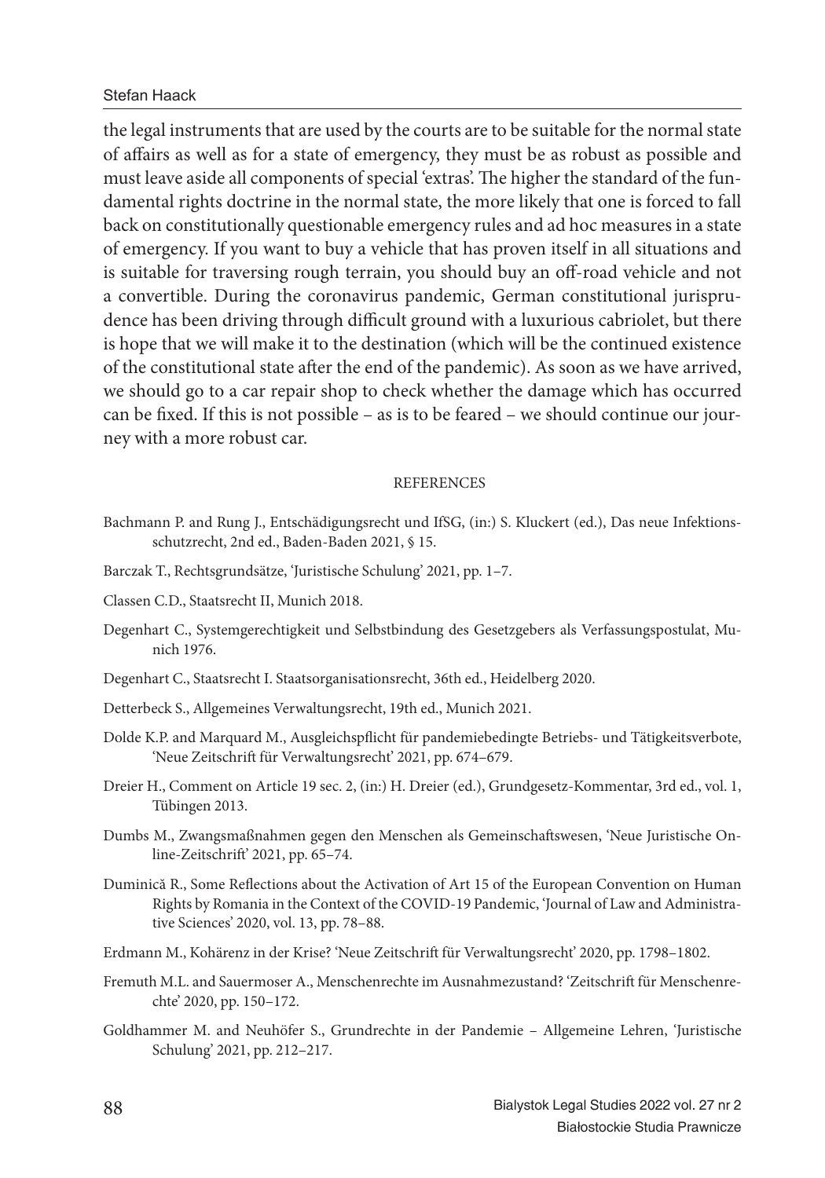the legal instruments that are used by the courts are to be suitable for the normal state of affairs as well as for a state of emergency, they must be as robust as possible and must leave aside all components of special 'extras'. The higher the standard of the fundamental rights doctrine in the normal state, the more likely that one is forced to fall back on constitutionally questionable emergency rules and ad hoc measures in a state of emergency. If you want to buy a vehicle that has proven itself in all situations and is suitable for traversing rough terrain, you should buy an off-road vehicle and not a convertible. During the coronavirus pandemic, German constitutional jurisprudence has been driving through difficult ground with a luxurious cabriolet, but there is hope that we will make it to the destination (which will be the continued existence of the constitutional state after the end of the pandemic). As soon as we have arrived, we should go to a car repair shop to check whether the damage which has occurred can be fixed. If this is not possible – as is to be feared – we should continue our journey with a more robust car.

## REFERENCES

Bachmann P. and Rung J., Entschädigungsrecht und IfSG, (in:) S. Kluckert (ed.), Das neue Infektionsschutzrecht, 2nd ed., Baden-Baden 2021, § 15.

Barczak T., Rechtsgrundsätze, 'Juristische Schulung' 2021, pp. 1–7.

Classen C.D., Staatsrecht II, Munich 2018.

Degenhart C., Systemgerechtigkeit und Selbstbindung des Gesetzgebers als Verfassungspostulat, Munich 1976.

Degenhart C., Staatsrecht I. Staatsorganisationsrecht, 36th ed., Heidelberg 2020.

Detterbeck S., Allgemeines Verwaltungsrecht, 19th ed., Munich 2021.

Dolde K.P. and Marquard M., Ausgleichspflicht für pandemiebedingte Betriebs- und Tätigkeitsverbote, 'Neue Zeitschrift für Verwaltungsrecht' 2021, pp. 674–679.

Dreier H., Comment on Article 19 sec. 2, (in:) H. Dreier (ed.), Grundgesetz-Kommentar, 3rd ed., vol. 1, Tübingen 2013.

Dumbs M., Zwangsmaßnahmen gegen den Menschen als Gemeinschaftswesen, 'Neue Juristische Online-Zeitschrift' 2021, pp. 65–74.

Duminică R., Some Reflections about the Activation of Art 15 of the European Convention on Human Rights by Romania in the Context of the COVID-19 Pandemic, 'Journal of Law and Administrative Sciences' 2020, vol. 13, pp. 78–88.

Erdmann M., Kohärenz in der Krise? 'Neue Zeitschrift für Verwaltungsrecht' 2020, pp. 1798–1802.

Fremuth M.L. and Sauermoser A., Menschenrechte im Ausnahmezustand? 'Zeitschrift für Menschenrechte' 2020, pp. 150–172.

Goldhammer M. and Neuhöfer S., Grundrechte in der Pandemie – Allgemeine Lehren, 'Juristische Schulung' 2021, pp. 212–217.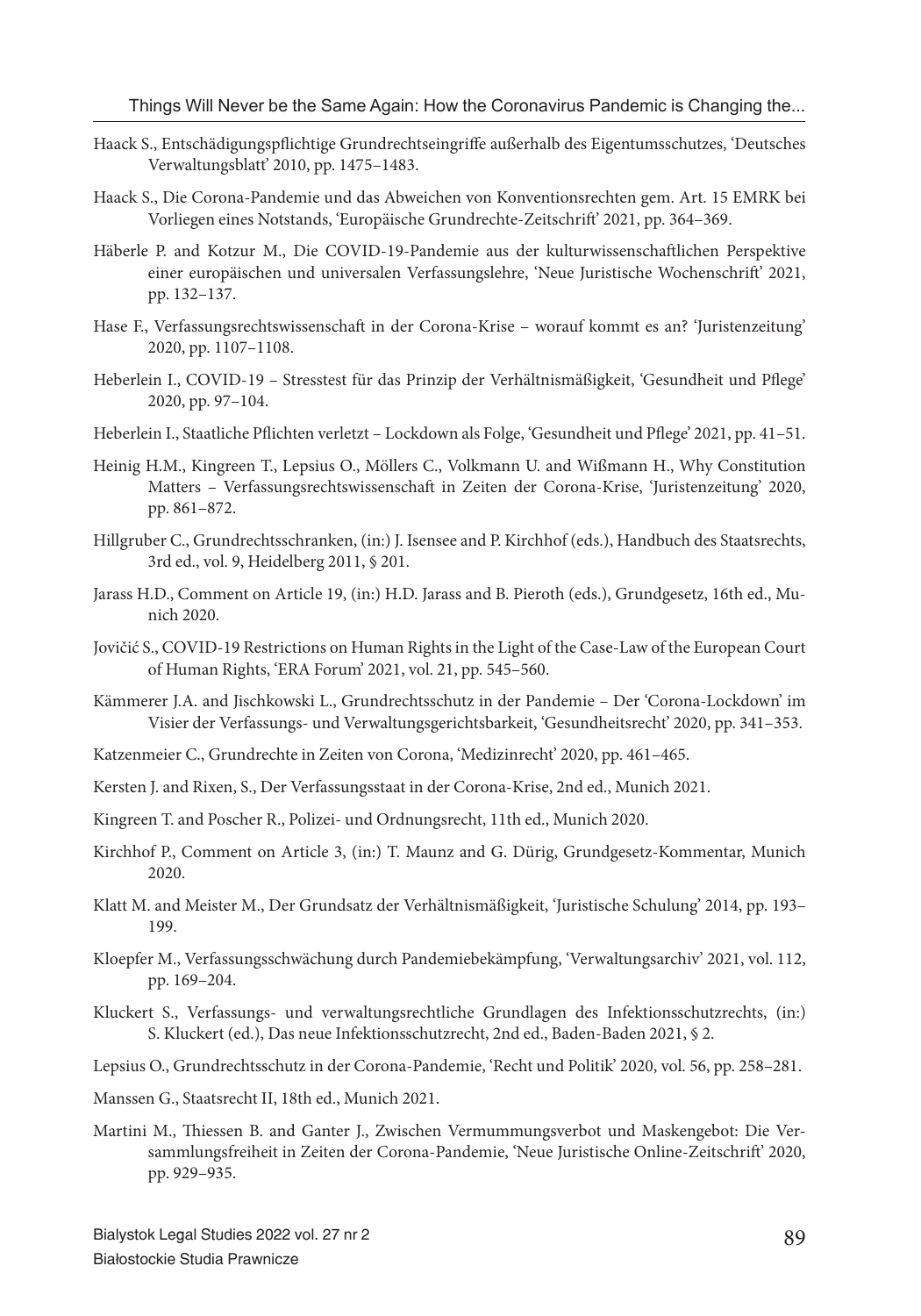Haack S., Entschädigungspflichtige Grundrechtseingriffe außerhalb des Eigentumsschutzes, 'Deutsches Verwaltungsblatt' 2010, pp. 1475–1483.

Haack S., Die Corona-Pandemie und das Abweichen von Konventionsrechten gem. Art. 15 EMRK bei Vorliegen eines Notstands, 'Europäische Grundrechte-Zeitschrift' 2021, pp. 364–369.

Häberle P. and Kotzur M., Die COVID-19-Pandemie aus der kulturwissenschaftlichen Perspektive einer europäischen und universalen Verfassungslehre, 'Neue Juristische Wochenschrift' 2021, pp. 132–137.

Hase F., Verfassungsrechtswissenschaft in der Corona-Krise – worauf kommt es an? 'Juristenzeitung' 2020, pp. 1107–1108.

Heberlein I., COVID-19 – Stresstest für das Prinzip der Verhältnismäßigkeit, 'Gesundheit und Pflege' 2020, pp. 97–104.

Heberlein I., Staatliche Pflichten verletzt – Lockdown als Folge, 'Gesundheit und Pflege' 2021, pp. 41–51.

Heinig H.M., Kingreen T., Lepsius O., Möllers C., Volkmann U. and Wißmann H., Why Constitution Matters – Verfassungsrechtswissenschaft in Zeiten der Corona-Krise, 'Juristenzeitung' 2020, pp. 861–872.

Hillgruber C., Grundrechtsschranken, (in:) J. Isensee and P. Kirchhof (eds.), Handbuch des Staatsrechts, 3rd ed., vol. 9, Heidelberg 2011, § 201.

Jarass H.D., Comment on Article 19, (in:) H.D. Jarass and B. Pieroth (eds.), Grundgesetz, 16th ed., Munich 2020.

Jovičić S., COVID-19 Restrictions on Human Rights in the Light of the Case-Law of the European Court of Human Rights, 'ERA Forum' 2021, vol. 21, pp. 545–560.

Kämmerer J.A. and Jischkowski L., Grundrechtsschutz in der Pandemie – Der 'Corona-Lockdown' im Visier der Verfassungs- und Verwaltungsgerichtsbarkeit, 'Gesundheitsrecht' 2020, pp. 341–353.

Katzenmeier C., Grundrechte in Zeiten von Corona, 'Medizinrecht' 2020, pp. 461–465.

Kersten J. and Rixen, S., Der Verfassungsstaat in der Corona-Krise, 2nd ed., Munich 2021.

Kingreen T. and Poscher R., Polizei- und Ordnungsrecht, 11th ed., Munich 2020.

Kirchhof P., Comment on Article 3, (in:) T. Maunz and G. Dürig, Grundgesetz-Kommentar, Munich 2020.

Klatt M. and Meister M., Der Grundsatz der Verhältnismäßigkeit, 'Juristische Schulung' 2014, pp. 193–199.

Kloepfer M., Verfassungsschwächung durch Pandemiebekämpfung, 'Verwaltungsarchiv' 2021, vol. 112, pp. 169–204.

Kluckert S., Verfassungs- und verwaltungsrechtliche Grundlagen des Infektionsschutzrechts, (in:) S. Kluckert (ed.), Das neue Infektionsschutzrecht, 2nd ed., Baden-Baden 2021, § 2.

Lepsius O., Grundrechtsschutz in der Corona-Pandemie, 'Recht und Politik' 2020, vol. 56, pp. 258–281.

Manssen G., Staatsrecht II, 18th ed., Munich 2021.

Martini M., Thiessen B. and Ganter J., Zwischen Vermummungsverbot und Maskengebot: Die Versammlungsfreiheit in Zeiten der Corona-Pandemie, 'Neue Juristische Online-Zeitschrift' 2020, pp. 929–935.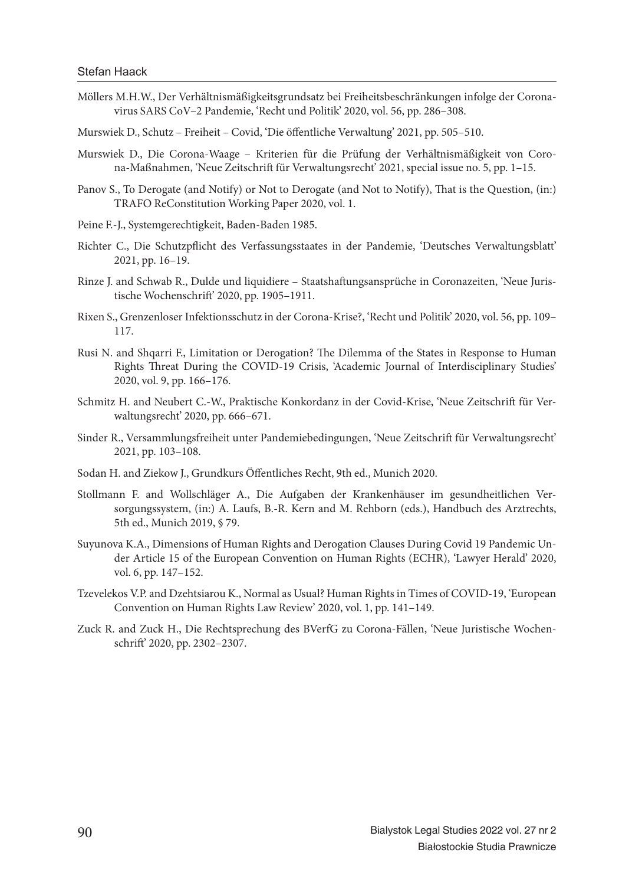Möllers M.H.W., Der Verhältnismäßigkeitsgrundsatz bei Freiheitsbeschränkungen infolge der Coronavirus SARS CoV–2 Pandemie, 'Recht und Politik' 2020, vol. 56, pp. 286–308.

Murswiek D., Schutz – Freiheit – Covid, 'Die öffentliche Verwaltung' 2021, pp. 505–510.

Murswiek D., Die Corona-Waage – Kriterien für die Prüfung der Verhältnismäßigkeit von Corona-Maßnahmen, 'Neue Zeitschrift für Verwaltungsrecht' 2021, special issue no. 5, pp. 1–15.

Panov S., To Derogate (and Notify) or Not to Derogate (and Not to Notify), That is the Question, (in:) TRAFO ReConstitution Working Paper 2020, vol. 1.

Peine F.-J., Systemgerechtigkeit, Baden-Baden 1985.

Richter C., Die Schutzpflicht des Verfassungsstaates in der Pandemie, 'Deutsches Verwaltungsblatt' 2021, pp. 16–19.

Rinze J. and Schwab R., Dulde und liquidiere – Staatshaftungsansprüche in Coronazeiten, 'Neue Juristische Wochenschrift' 2020, pp. 1905–1911.

Rixen S., Grenzenloser Infektionsschutz in der Corona-Krise?, 'Recht und Politik' 2020, vol. 56, pp. 109–117.

Rusi N. and Shqarri F., Limitation or Derogation? The Dilemma of the States in Response to Human Rights Threat During the COVID-19 Crisis, 'Academic Journal of Interdisciplinary Studies' 2020, vol. 9, pp. 166–176.

Schmitz H. and Neubert C.-W., Praktische Konkordanz in der Covid-Krise, 'Neue Zeitschrift für Verwaltungsrecht' 2020, pp. 666–671.

Sinder R., Versammlungsfreiheit unter Pandemiebedingungen, 'Neue Zeitschrift für Verwaltungsrecht' 2021, pp. 103–108.

Sodan H. and Ziekow J., Grundkurs Öffentliches Recht, 9th ed., Munich 2020.

Stollmann F. and Wollschläger A., Die Aufgaben der Krankenhäuser im gesundheitlichen Versorgungssystem, (in:) A. Laufs, B.-R. Kern and M. Rehborn (eds.), Handbuch des Arztrechts, 5th ed., Munich 2019, § 79.

Suyunova K.A., Dimensions of Human Rights and Derogation Clauses During Covid 19 Pandemic Under Article 15 of the European Convention on Human Rights (ECHR), 'Lawyer Herald' 2020, vol. 6, pp. 147–152.

Tzevelekos V.P. and Dzehtsiarou K., Normal as Usual? Human Rights in Times of COVID-19, 'European Convention on Human Rights Law Review' 2020, vol. 1, pp. 141–149.

Zuck R. and Zuck H., Die Rechtsprechung des BVerfG zu Corona-Fällen, 'Neue Juristische Wochenschrift' 2020, pp. 2302–2307.